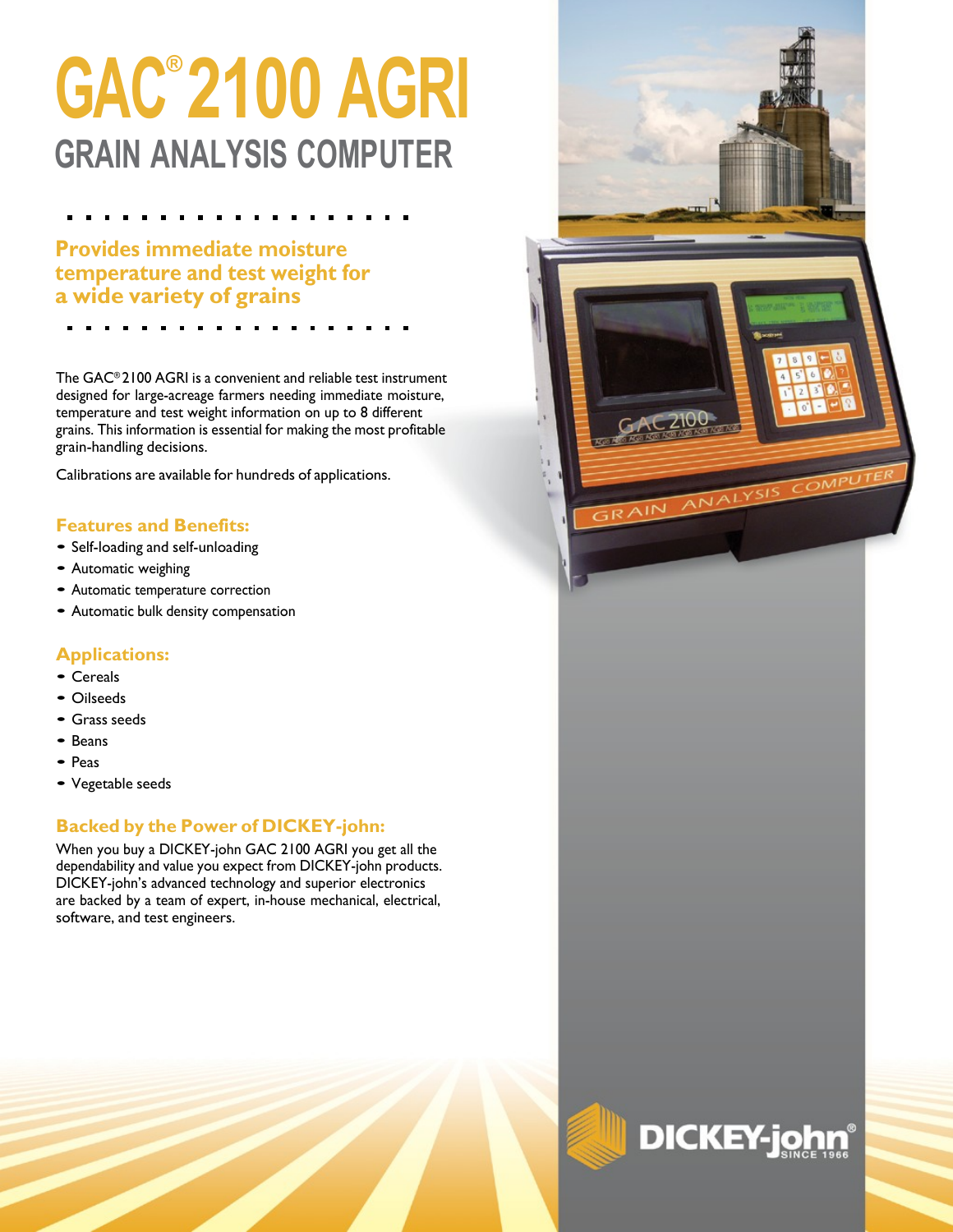# GAC® 2100 AGRI

## GRAIN ANALYSIS COMPUTER

### Provides immediate moisture temperature and test weight for a wide variety of grains

The GAC® 2100 AGRI is a convenient and reliable test instrument designed for large-acreage farmers needing immediate moisture, temperature and test weight information on up to 8 different grains. This information is essential for making the most profitable grain-handling decisions.

Calibrations are available for hundreds of applications.

### Features and Benefits:

- Self-loading and self-unloading
- Automatic weighing
- Automatic temperature correction
- Automatic bulk density compensation

### Applications:

- Cereals
- Oilseeds
- Grass seeds
- Beans
- Peas
- Vegetable seeds

### Backed by the Power of DICKEY-john:

When you buy a DICKEY-john GAC 2100 AGRI you get all the dependability and value you expect from DICKEY-john products. DICKEY-john's advanced technology and superior electronics are backed by a team of expert, in-house mechanical, electrical, software, and test engineers.

DICKEY-john® SINCE 1966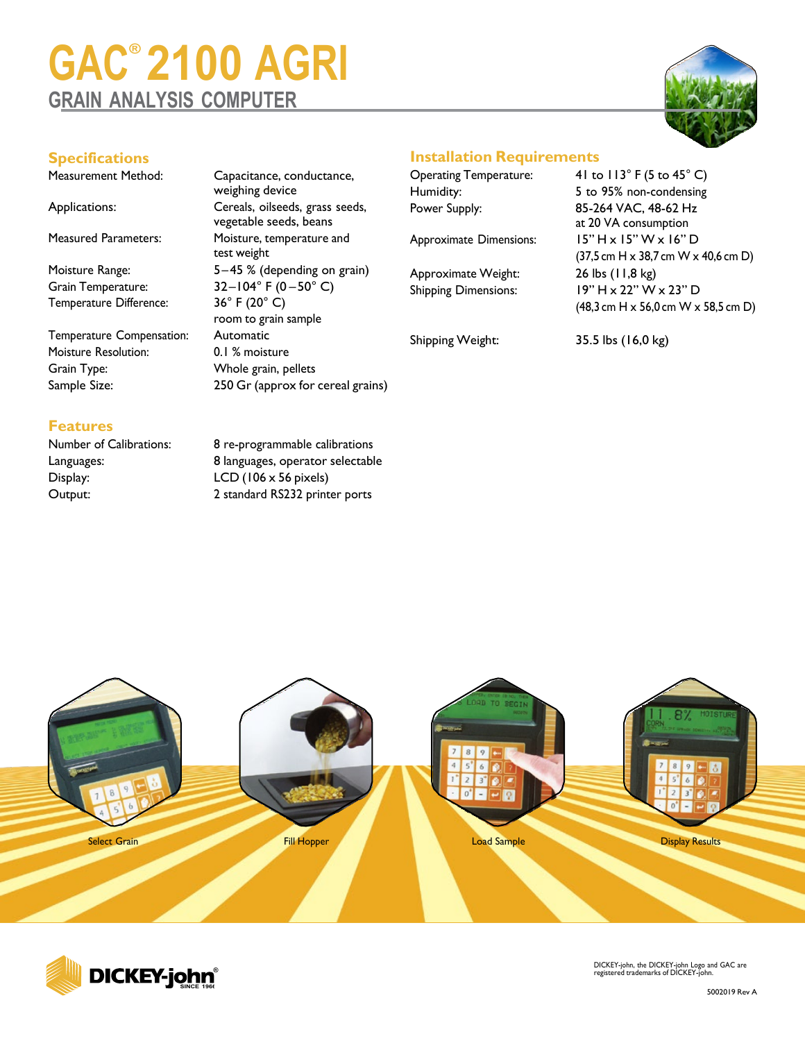# GAC® 2100 AGRI

## GRAIN ANALYSIS COMPUTER

### Specifications

| | |
|---|---|
| Measurement Method: | Capacitance, conductance, weighing device |
| Applications: | Cereals, oilseeds, grass seeds, vegetable seeds, beans |
| Measured Parameters: | Moisture, temperature and test weight |
| Moisture Range: | 5–45 % (depending on grain) |
| Grain Temperature: | 32–104° F (0–50° C) |
| Temperature Difference: | 36° F (20° C) room to grain sample |
| Temperature Compensation: | Automatic |
| Moisture Resolution: | 0.1 % moisture |
| Grain Type: | Whole grain, pellets |
| Sample Size: | 250 Gr (approx for cereal grains) |

### Features

| | |
|---|---|
| Number of Calibrations: | 8 re-programmable calibrations |
| Languages: | 8 languages, operator selectable |
| Display: | LCD (106 x 56 pixels) |
| Output: | 2 standard RS232 printer ports |

### Installation Requirements

| | |
|---|---|
| Operating Temperature: | 41 to 113° F (5 to 45° C) |
| Humidity: | 5 to 95% non-condensing |
| Power Supply: | 85-264 VAC, 48-62 Hz at 20 VA consumption |
| Approximate Dimensions: | 15" H x 15" W x 16" D (37,5 cm H x 38,7 cm W x 40,6 cm D) |
| Approximate Weight: | 26 lbs (11,8 kg) |
| Shipping Dimensions: | 19" H x 22" W x 23" D (48,3 cm H x 56,0 cm W x 58,5 cm D) |
| Shipping Weight: | 35.5 lbs (16,0 kg) |

Select Grain

Fill Hopper

Load Sample

Display Results

DICKEY-john, the DICKEY-john Logo and GAC are registered trademarks of DICKEY-john.

5002019 Rev A